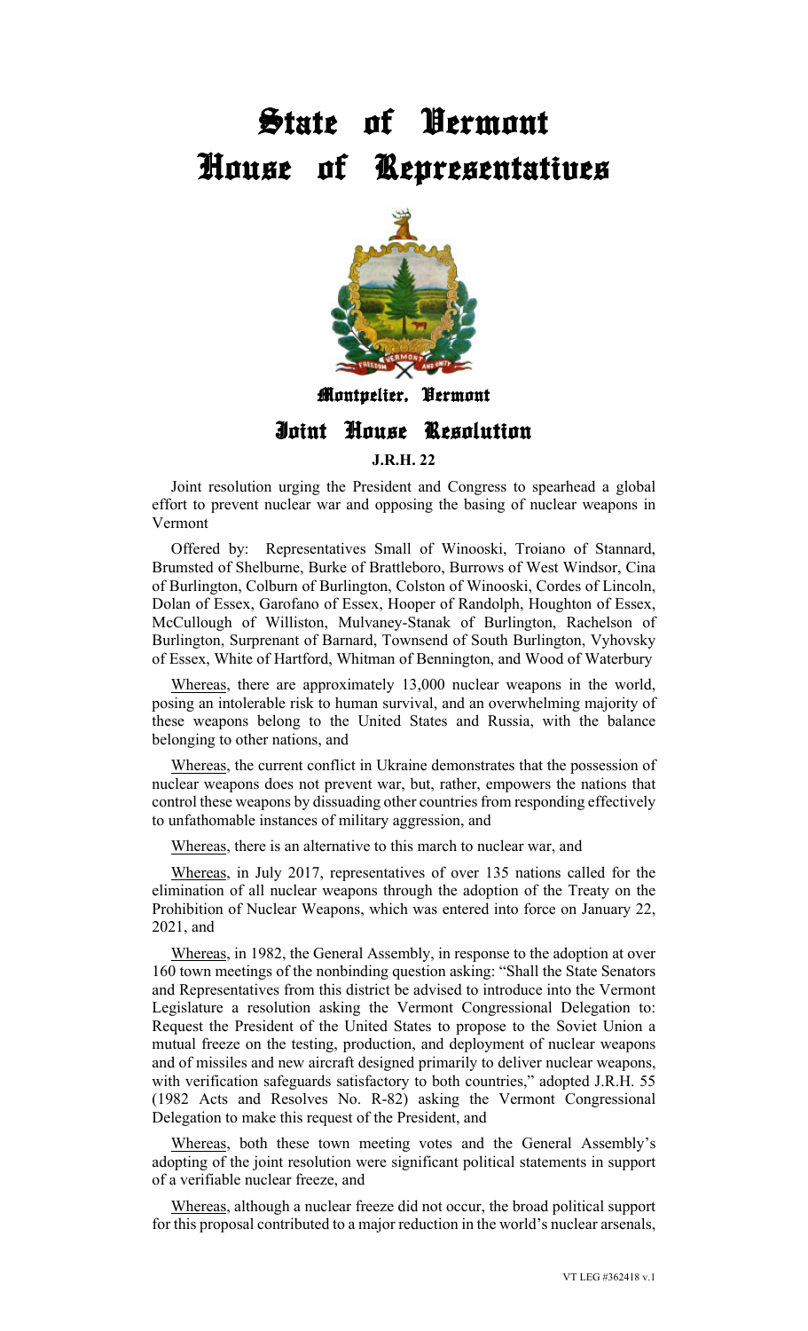# State of Vermont
# House of Representatives

Montpelier, Vermont

## Joint House Resolution

**J.R.H. 22**

Joint resolution urging the President and Congress to spearhead a global effort to prevent nuclear war and opposing the basing of nuclear weapons in Vermont

Offered by: Representatives Small of Winooski, Troiano of Stannard, Brumsted of Shelburne, Burke of Brattleboro, Burrows of West Windsor, Cina of Burlington, Colburn of Burlington, Colston of Winooski, Cordes of Lincoln, Dolan of Essex, Garofano of Essex, Hooper of Randolph, Houghton of Essex, McCullough of Williston, Mulvaney-Stanak of Burlington, Rachelson of Burlington, Surprenant of Barnard, Townsend of South Burlington, Vyhovsky of Essex, White of Hartford, Whitman of Bennington, and Wood of Waterbury

Whereas, there are approximately 13,000 nuclear weapons in the world, posing an intolerable risk to human survival, and an overwhelming majority of these weapons belong to the United States and Russia, with the balance belonging to other nations, and

Whereas, the current conflict in Ukraine demonstrates that the possession of nuclear weapons does not prevent war, but, rather, empowers the nations that control these weapons by dissuading other countries from responding effectively to unfathomable instances of military aggression, and

Whereas, there is an alternative to this march to nuclear war, and

Whereas, in July 2017, representatives of over 135 nations called for the elimination of all nuclear weapons through the adoption of the Treaty on the Prohibition of Nuclear Weapons, which was entered into force on January 22, 2021, and

Whereas, in 1982, the General Assembly, in response to the adoption at over 160 town meetings of the nonbinding question asking: "Shall the State Senators and Representatives from this district be advised to introduce into the Vermont Legislature a resolution asking the Vermont Congressional Delegation to: Request the President of the United States to propose to the Soviet Union a mutual freeze on the testing, production, and deployment of nuclear weapons and of missiles and new aircraft designed primarily to deliver nuclear weapons, with verification safeguards satisfactory to both countries," adopted J.R.H. 55 (1982 Acts and Resolves No. R-82) asking the Vermont Congressional Delegation to make this request of the President, and

Whereas, both these town meeting votes and the General Assembly's adopting of the joint resolution were significant political statements in support of a verifiable nuclear freeze, and

Whereas, although a nuclear freeze did not occur, the broad political support for this proposal contributed to a major reduction in the world's nuclear arsenals,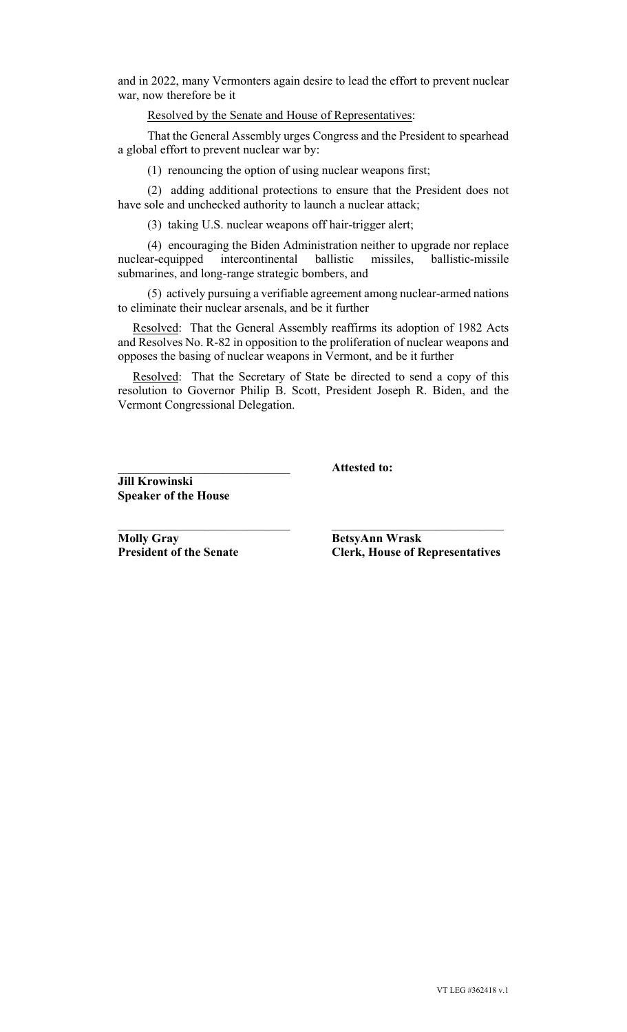and in 2022, many Vermonters again desire to lead the effort to prevent nuclear war, now therefore be it

Resolved by the Senate and House of Representatives:

That the General Assembly urges Congress and the President to spearhead a global effort to prevent nuclear war by:

(1) renouncing the option of using nuclear weapons first;

(2) adding additional protections to ensure that the President does not have sole and unchecked authority to launch a nuclear attack;

(3) taking U.S. nuclear weapons off hair-trigger alert;

(4) encouraging the Biden Administration neither to upgrade nor replace nuclear-equipped intercontinental ballistic missiles, ballistic-missile submarines, and long-range strategic bombers, and

(5) actively pursuing a verifiable agreement among nuclear-armed nations to eliminate their nuclear arsenals, and be it further

Resolved: That the General Assembly reaffirms its adoption of 1982 Acts and Resolves No. R-82 in opposition to the proliferation of nuclear weapons and opposes the basing of nuclear weapons in Vermont, and be it further

Resolved: That the Secretary of State be directed to send a copy of this resolution to Governor Philip B. Scott, President Joseph R. Biden, and the Vermont Congressional Delegation.

\_\_\_\_\_\_\_\_\_\_\_\_\_\_\_\_\_\_\_\_\_\_\_\_\_\_\_\_\_\_
**Jill Krowinski**
**Speaker of the House**

**Attested to:**

\_\_\_\_\_\_\_\_\_\_\_\_\_\_\_\_\_\_\_\_\_\_\_\_\_\_\_\_\_\_
**Molly Gray**
**President of the Senate**

\_\_\_\_\_\_\_\_\_\_\_\_\_\_\_\_\_\_\_\_\_\_\_\_\_\_\_\_\_\_
**BetsyAnn Wrask**
**Clerk, House of Representatives**

VT LEG #362418 v.1